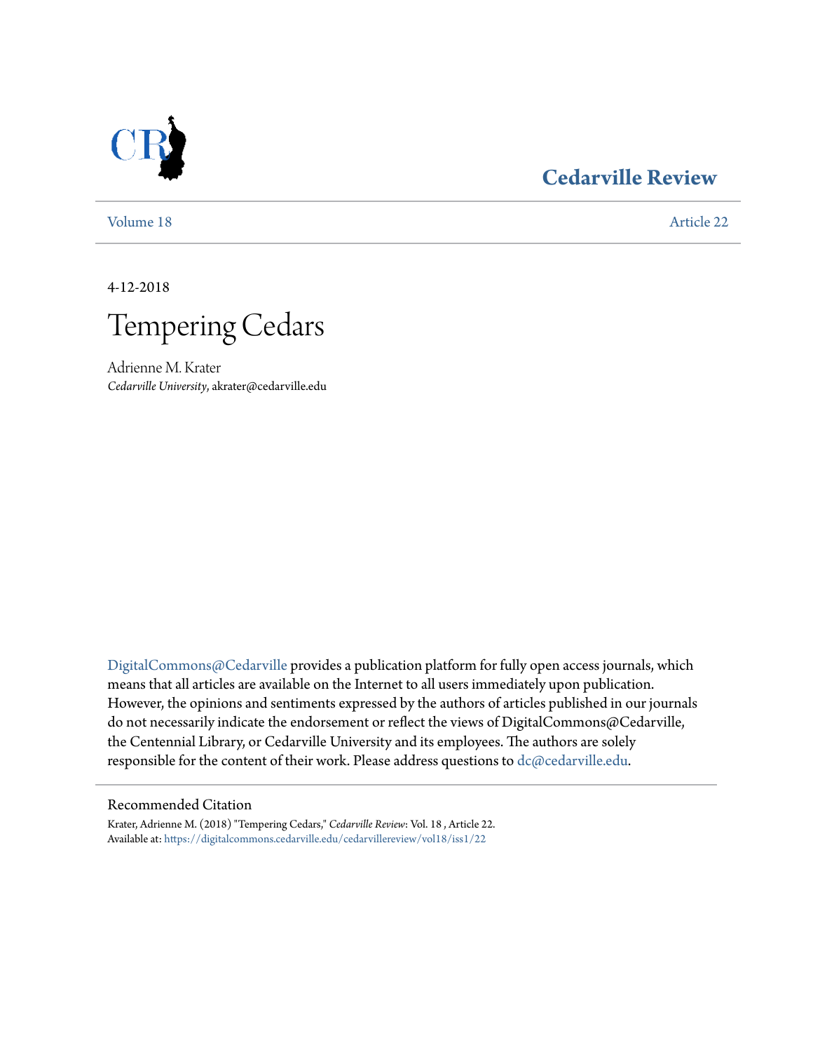# Cedarville Review

Volume 18 | Article 22

4-12-2018

# Tempering Cedars

Adrienne M. Krater
*Cedarville University*, akrater@cedarville.edu

DigitalCommons@Cedarville provides a publication platform for fully open access journals, which means that all articles are available on the Internet to all users immediately upon publication. However, the opinions and sentiments expressed by the authors of articles published in our journals do not necessarily indicate the endorsement or reflect the views of DigitalCommons@Cedarville, the Centennial Library, or Cedarville University and its employees. The authors are solely responsible for the content of their work. Please address questions to dc@cedarville.edu.

## Recommended Citation

Krater, Adrienne M. (2018) "Tempering Cedars," *Cedarville Review*: Vol. 18 , Article 22.
Available at: https://digitalcommons.cedarville.edu/cedarvillereview/vol18/iss1/22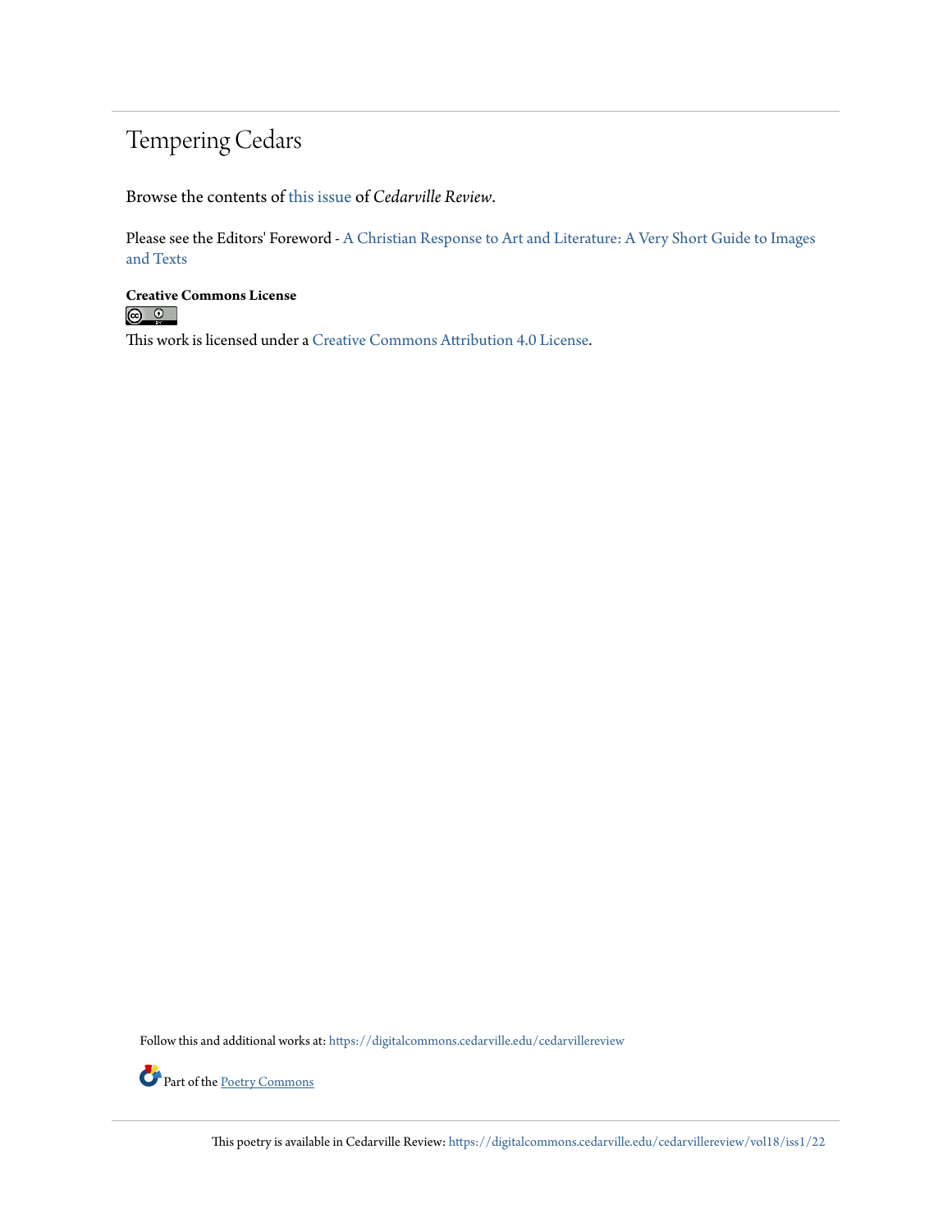# Tempering Cedars

Browse the contents of this issue of *Cedarville Review*.

Please see the Editors' Foreword - A Christian Response to Art and Literature: A Very Short Guide to Images and Texts

**Creative Commons License**

This work is licensed under a Creative Commons Attribution 4.0 License.

Follow this and additional works at: https://digitalcommons.cedarville.edu/cedarvillereview

Part of the Poetry Commons

This poetry is available in Cedarville Review: https://digitalcommons.cedarville.edu/cedarvillereview/vol18/iss1/22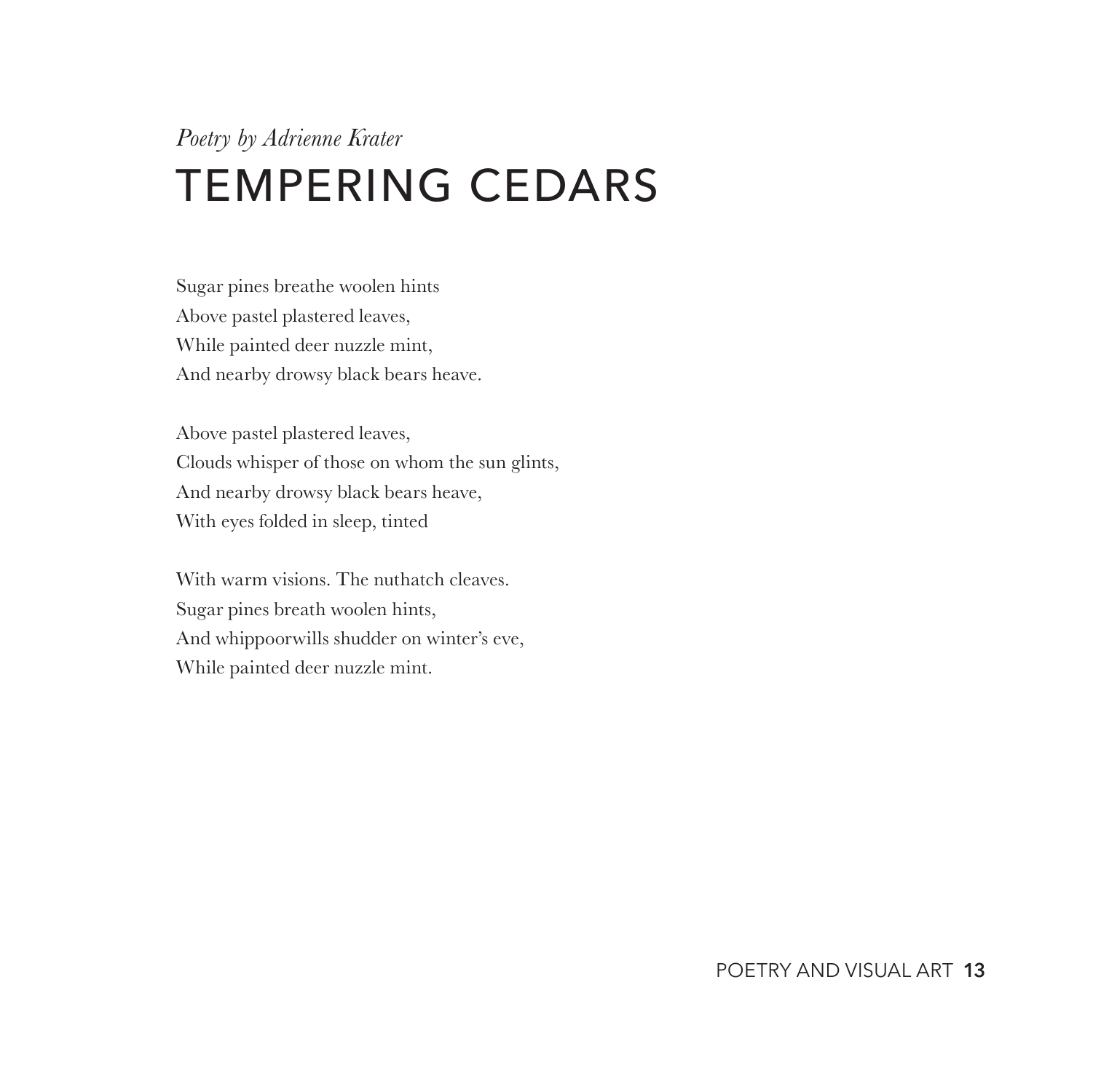*Poetry by Adrienne Krater*

# TEMPERING CEDARS

Sugar pines breathe woolen hints  
Above pastel plastered leaves,  
While painted deer nuzzle mint,  
And nearby drowsy black bears heave.

Above pastel plastered leaves,  
Clouds whisper of those on whom the sun glints,  
And nearby drowsy black bears heave,  
With eyes folded in sleep, tinted

With warm visions. The nuthatch cleaves.  
Sugar pines breath woolen hints,  
And whippoorwills shudder on winter's eve,  
While painted deer nuzzle mint.